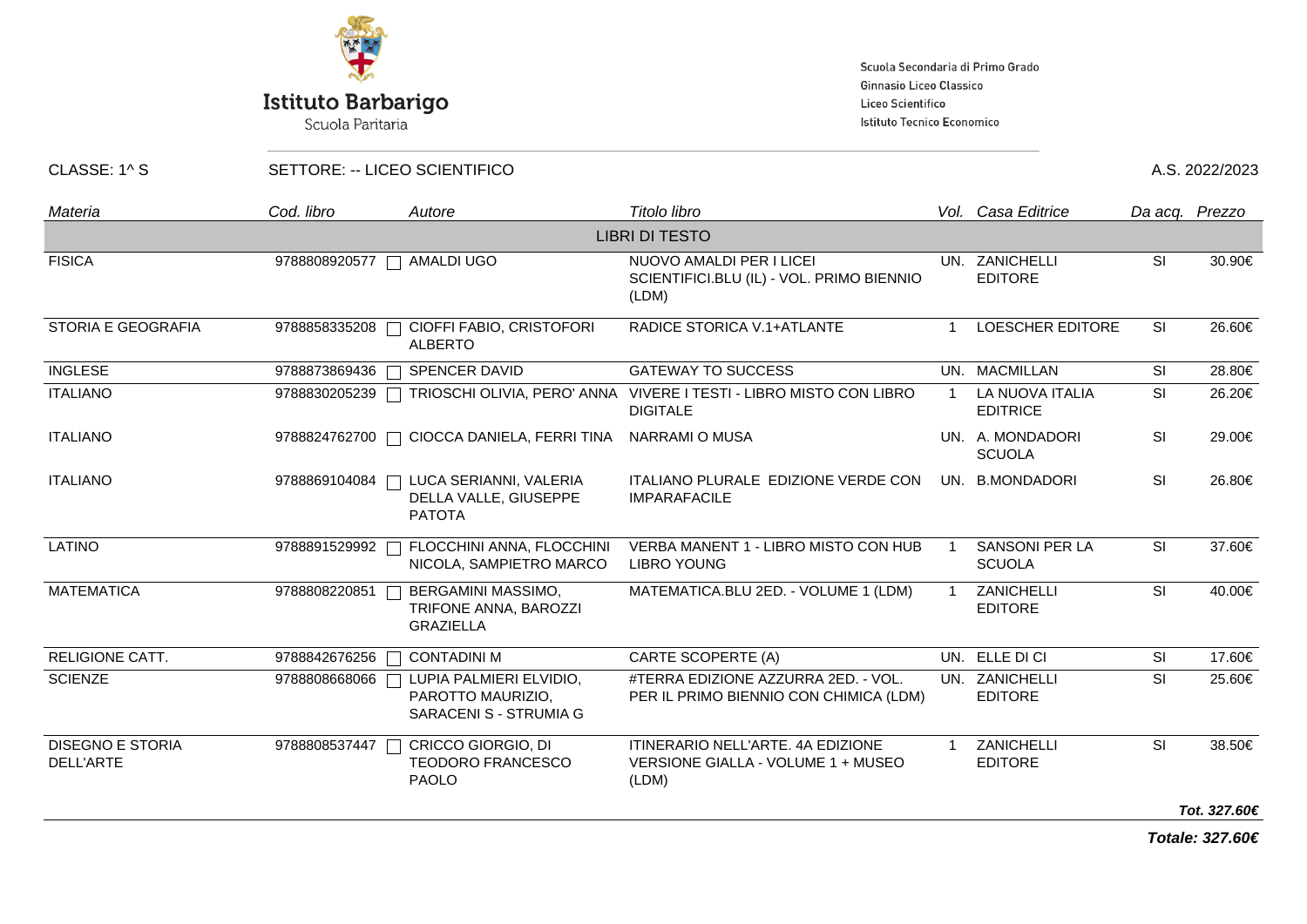**Istituto Barbarigo**
Scuola Paritaria

Scuola Secondaria di Primo Grado
Ginnasio Liceo Classico
Liceo Scientifico
Istituto Tecnico Economico

CLASSE: 1^ S SETTORE: -- LICEO SCIENTIFICO A.S. 2022/2023

| Materia | Cod. libro | Autore | Titolo libro | Vol. | Casa Editrice | Da acq. | Prezzo |
|---|---|---|---|---|---|---|---|
| | | | LIBRI DI TESTO | | | | |
| FISICA | 9788808920577 | AMALDI UGO | NUOVO AMALDI PER I LICEI SCIENTIFICI.BLU (IL) - VOL. PRIMO BIENNIO (LDM) | UN. | ZANICHELLI EDITORE | SI | 30.90€ |
| STORIA E GEOGRAFIA | 9788858335208 | CIOFFI FABIO, CRISTOFORI ALBERTO | RADICE STORICA V.1+ATLANTE | 1 | LOESCHER EDITORE | SI | 26.60€ |
| INGLESE | 9788873869436 | SPENCER DAVID | GATEWAY TO SUCCESS | UN. | MACMILLAN | SI | 28.80€ |
| ITALIANO | 9788830205239 | TRIOSCHI OLIVIA, PERO' ANNA | VIVERE I TESTI - LIBRO MISTO CON LIBRO DIGITALE | 1 | LA NUOVA ITALIA EDITRICE | SI | 26.20€ |
| ITALIANO | 9788824762700 | CIOCCA DANIELA, FERRI TINA | NARRAMI O MUSA | UN. | A. MONDADORI SCUOLA | SI | 29.00€ |
| ITALIANO | 9788869104084 | LUCA SERIANNI, VALERIA DELLA VALLE, GIUSEPPE PATOTA | ITALIANO PLURALE EDIZIONE VERDE CON IMPARAFACILE | UN. | B.MONDADORI | SI | 26.80€ |
| LATINO | 9788891529992 | FLOCCHINI ANNA, FLOCCHINI NICOLA, SAMPIETRO MARCO | VERBA MANENT 1 - LIBRO MISTO CON HUB LIBRO YOUNG | 1 | SANSONI PER LA SCUOLA | SI | 37.60€ |
| MATEMATICA | 9788808220851 | BERGAMINI MASSIMO, TRIFONE ANNA, BAROZZI GRAZIELLA | MATEMATICA.BLU 2ED. - VOLUME 1 (LDM) | 1 | ZANICHELLI EDITORE | SI | 40.00€ |
| RELIGIONE CATT. | 9788842676256 | CONTADINI M | CARTE SCOPERTE (A) | UN. | ELLE DI CI | SI | 17.60€ |
| SCIENZE | 9788808668066 | LUPIA PALMIERI ELVIDIO, PAROTTO MAURIZIO, SARACENI S - STRUMIA G | #TERRA EDIZIONE AZZURRA 2ED. - VOL. PER IL PRIMO BIENNIO CON CHIMICA (LDM) | UN. | ZANICHELLI EDITORE | SI | 25.60€ |
| DISEGNO E STORIA DELL'ARTE | 9788808537447 | CRICCO GIORGIO, DI TEODORO FRANCESCO PAOLO | ITINERARIO NELL'ARTE. 4A EDIZIONE VERSIONE GIALLA - VOLUME 1 + MUSEO (LDM) | 1 | ZANICHELLI EDITORE | SI | 38.50€ |

***Tot. 327.60€***

***Totale: 327.60€***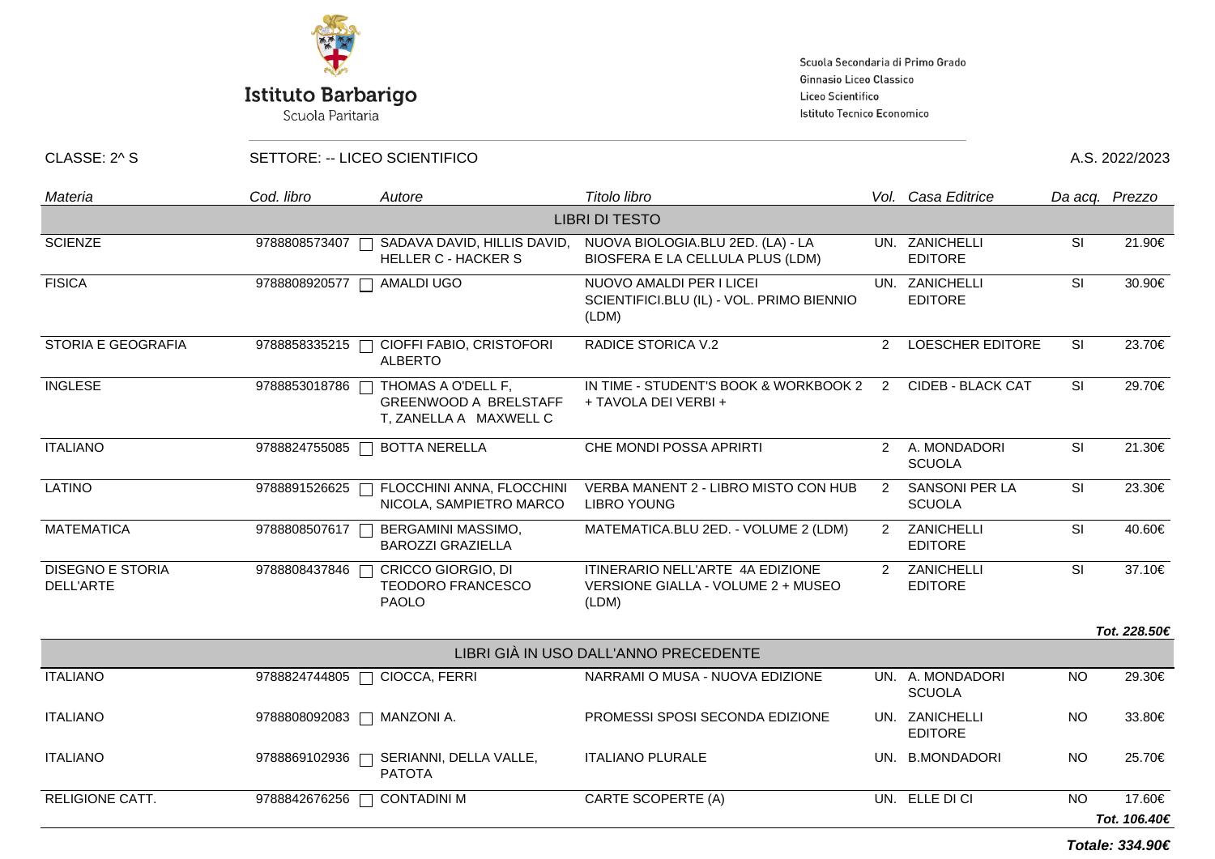**Istituto Barbarigo**
Scuola Paritaria

Scuola Secondaria di Primo Grado
Ginnasio Liceo Classico
Liceo Scientifico
Istituto Tecnico Economico

CLASSE: 2^ S — SETTORE: -- LICEO SCIENTIFICO — A.S. 2022/2023

| Materia | Cod. libro | Autore | Titolo libro | Vol. | Casa Editrice | Da acq. | Prezzo |
|---|---|---|---|---|---|---|---|
| | | | LIBRI DI TESTO | | | | |
| SCIENZE | 9788808573407 | SADAVA DAVID, HILLIS DAVID, HELLER C - HACKER S | NUOVA BIOLOGIA.BLU 2ED. (LA) - LA BIOSFERA E LA CELLULA PLUS (LDM) | UN. | ZANICHELLI EDITORE | SI | 21.90€ |
| FISICA | 9788808920577 | AMALDI UGO | NUOVO AMALDI PER I LICEI SCIENTIFICI.BLU (IL) - VOL. PRIMO BIENNIO (LDM) | UN. | ZANICHELLI EDITORE | SI | 30.90€ |
| STORIA E GEOGRAFIA | 9788858335215 | CIOFFI FABIO, CRISTOFORI ALBERTO | RADICE STORICA V.2 | 2 | LOESCHER EDITORE | SI | 23.70€ |
| INGLESE | 9788853018786 | THOMAS A O'DELL F, GREENWOOD A BRELSTAFF T, ZANELLA A MAXWELL C | IN TIME - STUDENT'S BOOK & WORKBOOK 2 + TAVOLA DEI VERBI + | 2 | CIDEB - BLACK CAT | SI | 29.70€ |
| ITALIANO | 9788824755085 | BOTTA NERELLA | CHE MONDI POSSA APRIRTI | 2 | A. MONDADORI SCUOLA | SI | 21.30€ |
| LATINO | 9788891526625 | FLOCCHINI ANNA, FLOCCHINI NICOLA, SAMPIETRO MARCO | VERBA MANENT 2 - LIBRO MISTO CON HUB LIBRO YOUNG | 2 | SANSONI PER LA SCUOLA | SI | 23.30€ |
| MATEMATICA | 9788808507617 | BERGAMINI MASSIMO, BAROZZI GRAZIELLA | MATEMATICA.BLU 2ED. - VOLUME 2 (LDM) | 2 | ZANICHELLI EDITORE | SI | 40.60€ |
| DISEGNO E STORIA DELL'ARTE | 9788808437846 | CRICCO GIORGIO, DI TEODORO FRANCESCO PAOLO | ITINERARIO NELL'ARTE 4A EDIZIONE VERSIONE GIALLA - VOLUME 2 + MUSEO (LDM) | 2 | ZANICHELLI EDITORE | SI | 37.10€ |
| | | | | | | | ***Tot. 228.50€*** |
| | | | LIBRI GIÀ IN USO DALL'ANNO PRECEDENTE | | | | |
| ITALIANO | 9788824744805 | CIOCCA, FERRI | NARRAMI O MUSA - NUOVA EDIZIONE | UN. | A. MONDADORI SCUOLA | NO | 29.30€ |
| ITALIANO | 9788808092083 | MANZONI A. | PROMESSI SPOSI SECONDA EDIZIONE | UN. | ZANICHELLI EDITORE | NO | 33.80€ |
| ITALIANO | 9788869102936 | SERIANNI, DELLA VALLE, PATOTA | ITALIANO PLURALE | UN. | B.MONDADORI | NO | 25.70€ |
| RELIGIONE CATT. | 9788842676256 | CONTADINI M | CARTE SCOPERTE (A) | UN. | ELLE DI CI | NO | 17.60€ |
| | | | | | | | ***Tot. 106.40€*** |

***Totale: 334.90€***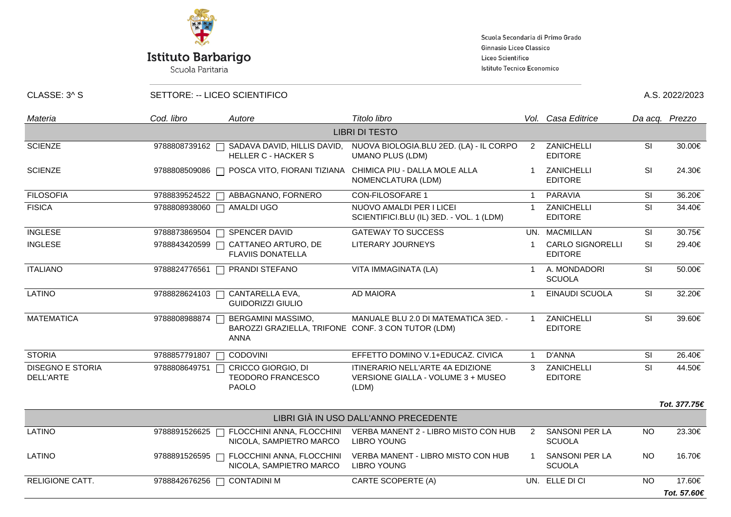**Istituto Barbarigo**
Scuola Paritaria

Scuola Secondaria di Primo Grado
Ginnasio Liceo Classico
Liceo Scientifico
Istituto Tecnico Economico

CLASSE: 3^ S | SETTORE: -- LICEO SCIENTIFICO | A.S. 2022/2023

| *Materia* | *Cod. libro* | *Autore* | *Titolo libro* | *Vol.* | *Casa Editrice* | *Da acq.* | *Prezzo* |
|---|---|---|---|---|---|---|---|
| | | | LIBRI DI TESTO | | | | |
| SCIENZE | 9788808739162 | SADAVA DAVID, HILLIS DAVID, HELLER C - HACKER S | NUOVA BIOLOGIA.BLU 2ED. (LA) - IL CORPO UMANO PLUS (LDM) | 2 | ZANICHELLI EDITORE | SI | 30.00€ |
| SCIENZE | 9788808509086 | POSCA VITO, FIORANI TIZIANA | CHIMICA PIU - DALLA MOLE ALLA NOMENCLATURA (LDM) | 1 | ZANICHELLI EDITORE | SI | 24.30€ |
| FILOSOFIA | 9788839524522 | ABBAGNANO, FORNERO | CON-FILOSOFARE 1 | 1 | PARAVIA | SI | 36.20€ |
| FISICA | 9788808938060 | AMALDI UGO | NUOVO AMALDI PER I LICEI SCIENTIFICI.BLU (IL) 3ED. - VOL. 1 (LDM) | 1 | ZANICHELLI EDITORE | SI | 34.40€ |
| INGLESE | 9788873869504 | SPENCER DAVID | GATEWAY TO SUCCESS | UN. | MACMILLAN | SI | 30.75€ |
| INGLESE | 9788843420599 | CATTANEO ARTURO, DE FLAVIIS DONATELLA | LITERARY JOURNEYS | 1 | CARLO SIGNORELLI EDITORE | SI | 29.40€ |
| ITALIANO | 9788824776561 | PRANDI STEFANO | VITA IMMAGINATA (LA) | 1 | A. MONDADORI SCUOLA | SI | 50.00€ |
| LATINO | 9788828624103 | CANTARELLA EVA, GUIDORIZZI GIULIO | AD MAIORA | 1 | EINAUDI SCUOLA | SI | 32.20€ |
| MATEMATICA | 9788808988874 | BERGAMINI MASSIMO, BAROZZI GRAZIELLA, TRIFONE ANNA | MANUALE BLU 2.0 DI MATEMATICA 3ED. - CONF. 3 CON TUTOR (LDM) | 1 | ZANICHELLI EDITORE | SI | 39.60€ |
| STORIA | 9788857791807 | CODOVINI | EFFETTO DOMINO V.1+EDUCAZ. CIVICA | 1 | D'ANNA | SI | 26.40€ |
| DISEGNO E STORIA DELL'ARTE | 9788808649751 | CRICCO GIORGIO, DI TEODORO FRANCESCO PAOLO | ITINERARIO NELL'ARTE 4A EDIZIONE VERSIONE GIALLA - VOLUME 3 + MUSEO (LDM) | 3 | ZANICHELLI EDITORE | SI | 44.50€ |
| | | | | | | | ***Tot. 377.75€*** |
| | | | LIBRI GIÀ IN USO DALL'ANNO PRECEDENTE | | | | |
| LATINO | 9788891526625 | FLOCCHINI ANNA, FLOCCHINI NICOLA, SAMPIETRO MARCO | VERBA MANENT 2 - LIBRO MISTO CON HUB LIBRO YOUNG | 2 | SANSONI PER LA SCUOLA | NO | 23.30€ |
| LATINO | 9788891526595 | FLOCCHINI ANNA, FLOCCHINI NICOLA, SAMPIETRO MARCO | VERBA MANENT - LIBRO MISTO CON HUB LIBRO YOUNG | 1 | SANSONI PER LA SCUOLA | NO | 16.70€ |
| RELIGIONE CATT. | 9788842676256 | CONTADINI M | CARTE SCOPERTE (A) | UN. | ELLE DI CI | NO | 17.60€ |
| | | | | | | | ***Tot. 57.60€*** |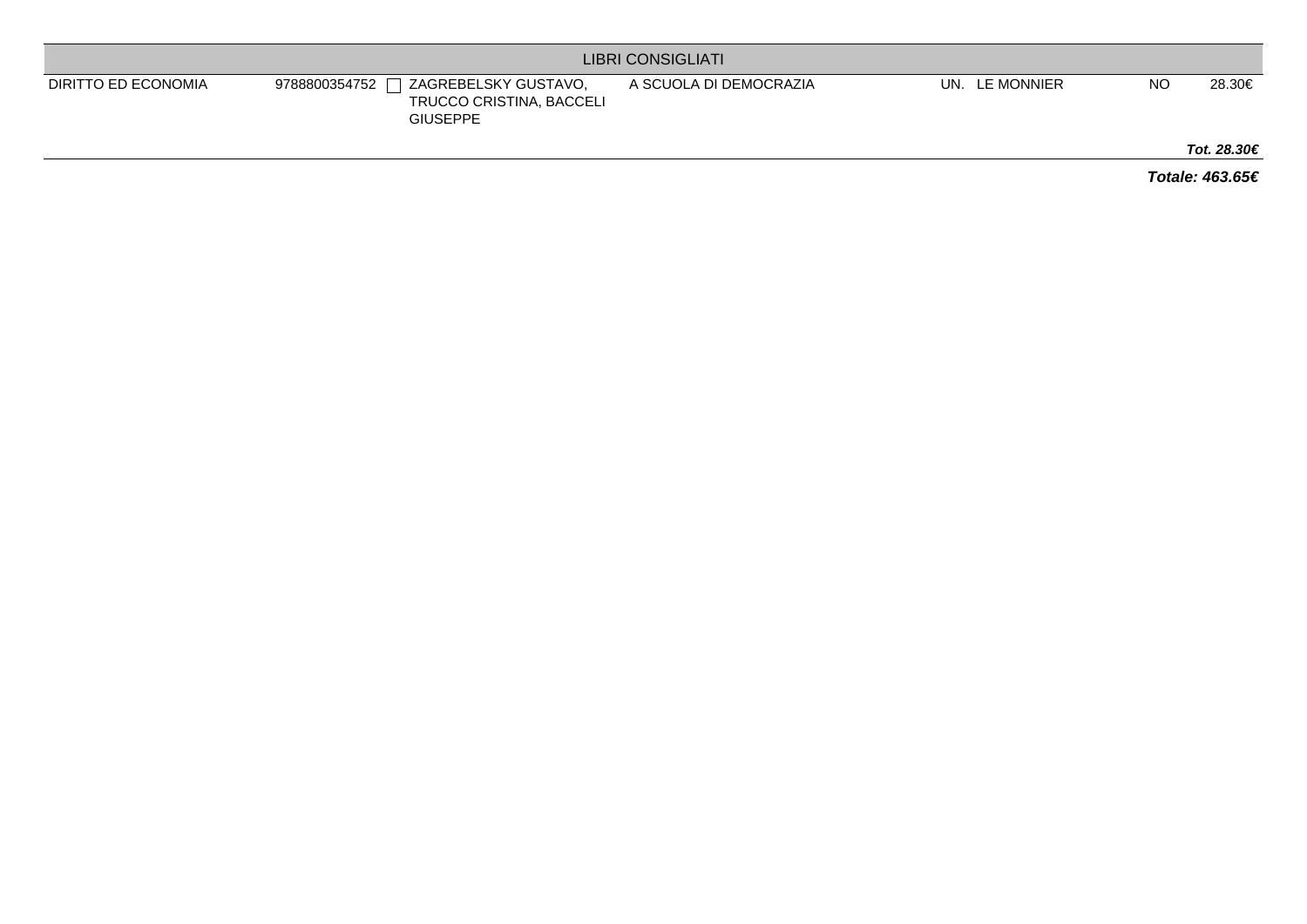| LIBRI CONSIGLIATI | | | | | | | |
|---|---|---|---|---|---|---|---|
| DIRITTO ED ECONOMIA | 9788800354752 ☐ | ZAGREBELSKY GUSTAVO, TRUCCO CRISTINA, BACCELI GIUSEPPE | A SCUOLA DI DEMOCRAZIA | UN. | LE MONNIER | NO | 28.30€ |
| | | | | | | | ***Tot. 28.30€*** |

***Totale: 463.65€***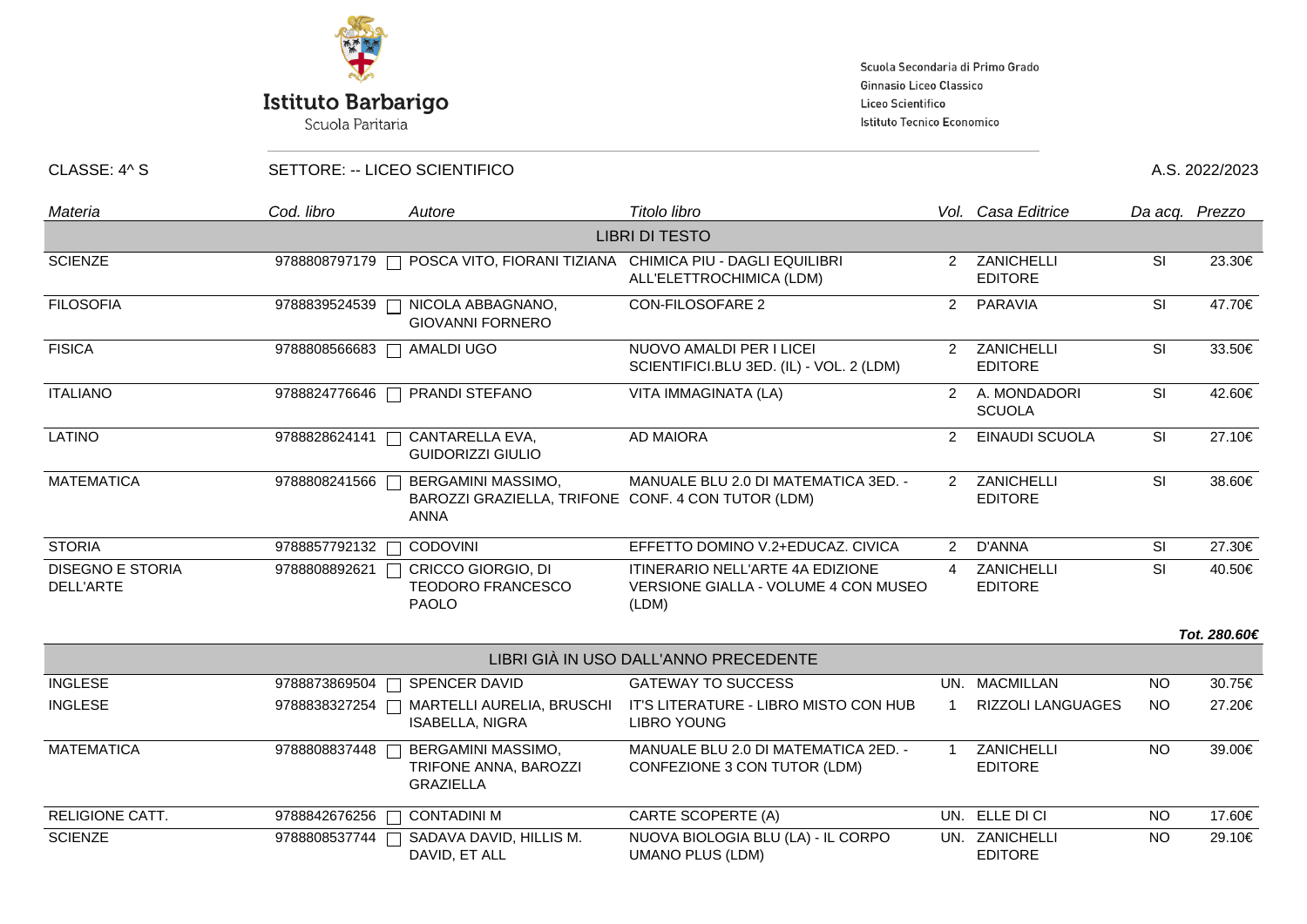**Istituto Barbarigo**
Scuola Paritaria

Scuola Secondaria di Primo Grado
Ginnasio Liceo Classico
Liceo Scientifico
Istituto Tecnico Economico

CLASSE: 4^ S | SETTORE: -- LICEO SCIENTIFICO | A.S. 2022/2023

| *Materia* | *Cod. libro* | *Autore* | *Titolo libro* | *Vol.* | *Casa Editrice* | *Da acq.* | *Prezzo* |
|---|---|---|---|---|---|---|---|
| | | | LIBRI DI TESTO | | | | |
| SCIENZE | 9788808797179 | POSCA VITO, FIORANI TIZIANA | CHIMICA PIU - DAGLI EQUILIBRI ALL'ELETTROCHIMICA (LDM) | 2 | ZANICHELLI EDITORE | SI | 23.30€ |
| FILOSOFIA | 9788839524539 | NICOLA ABBAGNANO, GIOVANNI FORNERO | CON-FILOSOFARE 2 | 2 | PARAVIA | SI | 47.70€ |
| FISICA | 9788808566683 | AMALDI UGO | NUOVO AMALDI PER I LICEI SCIENTIFICI.BLU 3ED. (IL) - VOL. 2 (LDM) | 2 | ZANICHELLI EDITORE | SI | 33.50€ |
| ITALIANO | 9788824776646 | PRANDI STEFANO | VITA IMMAGINATA (LA) | 2 | A. MONDADORI SCUOLA | SI | 42.60€ |
| LATINO | 9788828624141 | CANTARELLA EVA, GUIDORIZZI GIULIO | AD MAIORA | 2 | EINAUDI SCUOLA | SI | 27.10€ |
| MATEMATICA | 9788808241566 | BERGAMINI MASSIMO, BAROZZI GRAZIELLA, TRIFONE ANNA | MANUALE BLU 2.0 DI MATEMATICA 3ED. - CONF. 4 CON TUTOR (LDM) | 2 | ZANICHELLI EDITORE | SI | 38.60€ |
| STORIA | 9788857792132 | CODOVINI | EFFETTO DOMINO V.2+EDUCAZ. CIVICA | 2 | D'ANNA | SI | 27.30€ |
| DISEGNO E STORIA DELL'ARTE | 9788808892621 | CRICCO GIORGIO, DI TEODORO FRANCESCO PAOLO | ITINERARIO NELL'ARTE 4A EDIZIONE VERSIONE GIALLA - VOLUME 4 CON MUSEO (LDM) | 4 | ZANICHELLI EDITORE | SI | 40.50€ |
| | | | | | | | ***Tot. 280.60€*** |
| | | | LIBRI GIÀ IN USO DALL'ANNO PRECEDENTE | | | | |
| INGLESE | 9788873869504 | SPENCER DAVID | GATEWAY TO SUCCESS | UN. | MACMILLAN | NO | 30.75€ |
| INGLESE | 9788838327254 | MARTELLI AURELIA, BRUSCHI ISABELLA, NIGRA | IT'S LITERATURE - LIBRO MISTO CON HUB LIBRO YOUNG | 1 | RIZZOLI LANGUAGES | NO | 27.20€ |
| MATEMATICA | 9788808837448 | BERGAMINI MASSIMO, TRIFONE ANNA, BAROZZI GRAZIELLA | MANUALE BLU 2.0 DI MATEMATICA 2ED. - CONFEZIONE 3 CON TUTOR (LDM) | 1 | ZANICHELLI EDITORE | NO | 39.00€ |
| RELIGIONE CATT. | 9788842676256 | CONTADINI M | CARTE SCOPERTE (A) | UN. | ELLE DI CI | NO | 17.60€ |
| SCIENZE | 9788808537744 | SADAVA DAVID, HILLIS M. DAVID, ET ALL | NUOVA BIOLOGIA BLU (LA) - IL CORPO UMANO PLUS (LDM) | UN. | ZANICHELLI EDITORE | NO | 29.10€ |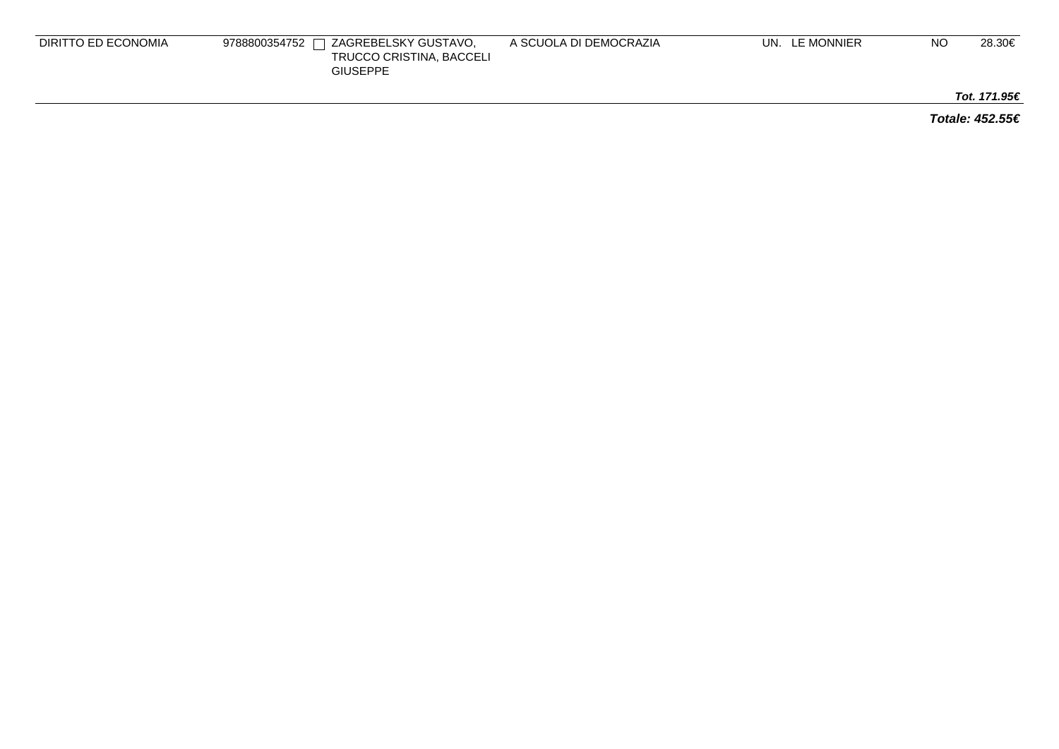| | | | | | | | | |
|---|---|---|---|---|---|---|---|---|
| DIRITTO ED ECONOMIA | 9788800354752 | ☐ | ZAGREBELSKY GUSTAVO, TRUCCO CRISTINA, BACCELI GIUSEPPE | A SCUOLA DI DEMOCRAZIA | UN. | LE MONNIER | NO | 28.30€ |
| | | | | | | | | ***Tot. 171.95€*** |

***Totale: 452.55€***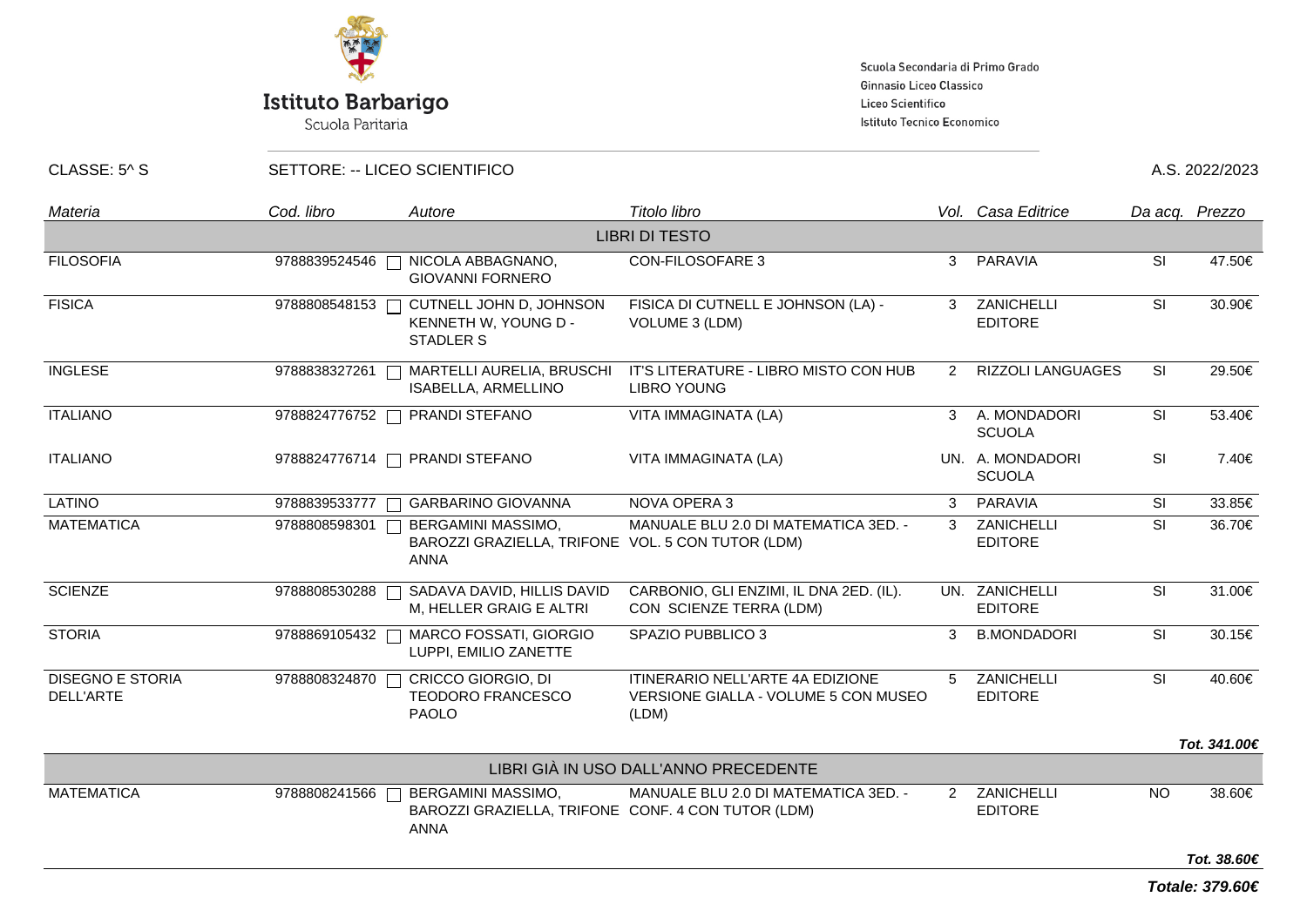**Istituto Barbarigo**
Scuola Paritaria

Scuola Secondaria di Primo Grado
Ginnasio Liceo Classico
Liceo Scientifico
Istituto Tecnico Economico

CLASSE: 5^ S | SETTORE: -- LICEO SCIENTIFICO | A.S. 2022/2023

| *Materia* | *Cod. libro* | *Autore* | *Titolo libro* | *Vol.* | *Casa Editrice* | *Da acq.* | *Prezzo* |
|---|---|---|---|---|---|---|---|
| | | | LIBRI DI TESTO | | | | |
| FILOSOFIA | 9788839524546 | NICOLA ABBAGNANO, GIOVANNI FORNERO | CON-FILOSOFARE 3 | 3 | PARAVIA | SI | 47.50€ |
| FISICA | 9788808548153 | CUTNELL JOHN D, JOHNSON KENNETH W, YOUNG D - STADLER S | FISICA DI CUTNELL E JOHNSON (LA) - VOLUME 3 (LDM) | 3 | ZANICHELLI EDITORE | SI | 30.90€ |
| INGLESE | 9788838327261 | MARTELLI AURELIA, BRUSCHI ISABELLA, ARMELLINO | IT'S LITERATURE - LIBRO MISTO CON HUB LIBRO YOUNG | 2 | RIZZOLI LANGUAGES | SI | 29.50€ |
| ITALIANO | 9788824776752 | PRANDI STEFANO | VITA IMMAGINATA (LA) | 3 | A. MONDADORI SCUOLA | SI | 53.40€ |
| ITALIANO | 9788824776714 | PRANDI STEFANO | VITA IMMAGINATA (LA) | UN. | A. MONDADORI SCUOLA | SI | 7.40€ |
| LATINO | 9788839533777 | GARBARINO GIOVANNA | NOVA OPERA 3 | 3 | PARAVIA | SI | 33.85€ |
| MATEMATICA | 9788808598301 | BERGAMINI MASSIMO, BAROZZI GRAZIELLA, TRIFONE ANNA | MANUALE BLU 2.0 DI MATEMATICA 3ED. - VOL. 5 CON TUTOR (LDM) | 3 | ZANICHELLI EDITORE | SI | 36.70€ |
| SCIENZE | 9788808530288 | SADAVA DAVID, HILLIS DAVID M, HELLER GRAIG E ALTRI | CARBONIO, GLI ENZIMI, IL DNA 2ED. (IL). CON SCIENZE TERRA (LDM) | UN. | ZANICHELLI EDITORE | SI | 31.00€ |
| STORIA | 9788869105432 | MARCO FOSSATI, GIORGIO LUPPI, EMILIO ZANETTE | SPAZIO PUBBLICO 3 | 3 | B.MONDADORI | SI | 30.15€ |
| DISEGNO E STORIA DELL'ARTE | 9788808324870 | CRICCO GIORGIO, DI TEODORO FRANCESCO PAOLO | ITINERARIO NELL'ARTE 4A EDIZIONE VERSIONE GIALLA - VOLUME 5 CON MUSEO (LDM) | 5 | ZANICHELLI EDITORE | SI | 40.60€ |
| | | | | | | | ***Tot. 341.00€*** |
| | | | LIBRI GIÀ IN USO DALL'ANNO PRECEDENTE | | | | |
| MATEMATICA | 9788808241566 | BERGAMINI MASSIMO, BAROZZI GRAZIELLA, TRIFONE ANNA | MANUALE BLU 2.0 DI MATEMATICA 3ED. - CONF. 4 CON TUTOR (LDM) | 2 | ZANICHELLI EDITORE | NO | 38.60€ |
| | | | | | | | ***Tot. 38.60€*** |

***Totale: 379.60€***